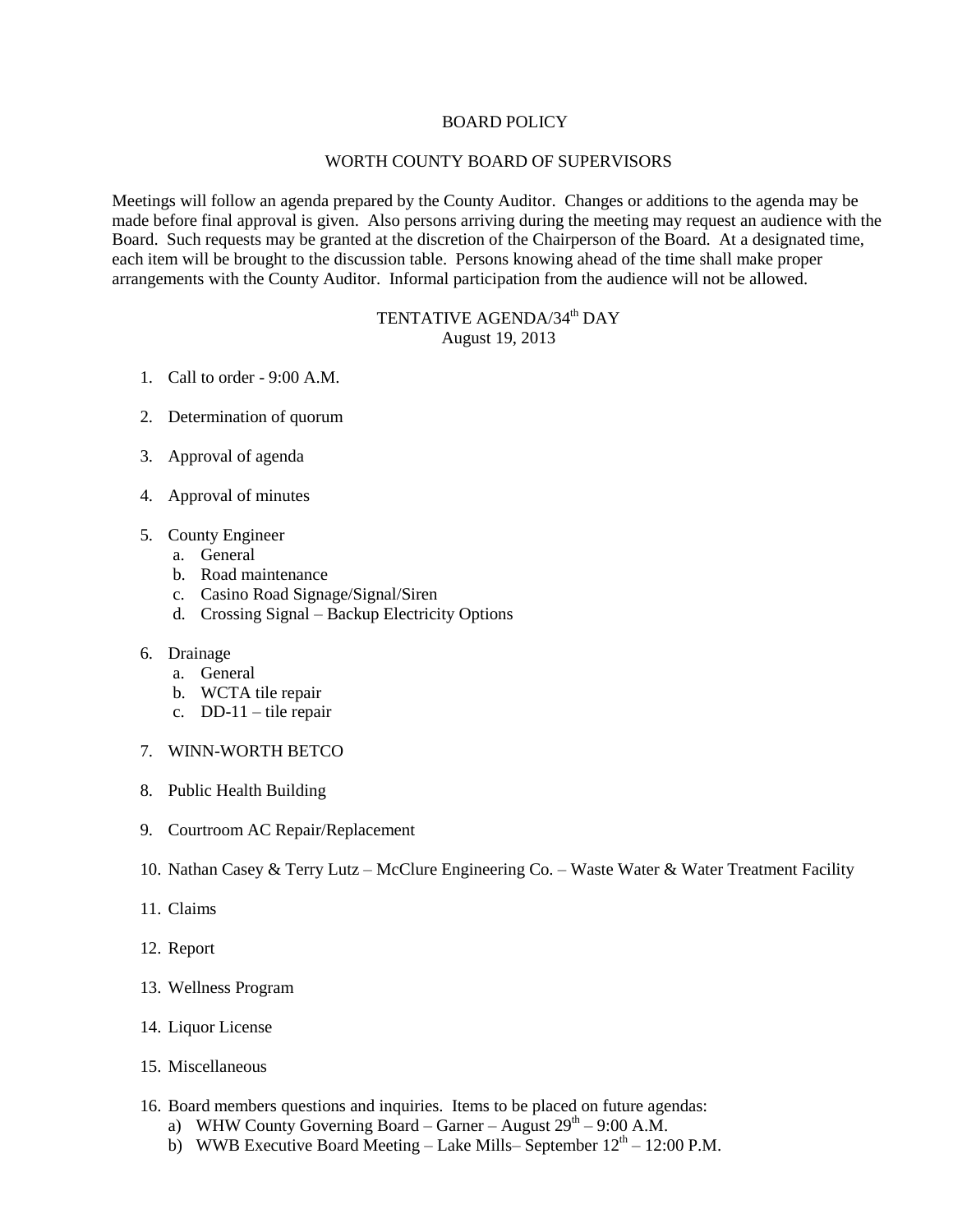# BOARD POLICY

## WORTH COUNTY BOARD OF SUPERVISORS

Meetings will follow an agenda prepared by the County Auditor. Changes or additions to the agenda may be made before final approval is given. Also persons arriving during the meeting may request an audience with the Board. Such requests may be granted at the discretion of the Chairperson of the Board. At a designated time, each item will be brought to the discussion table. Persons knowing ahead of the time shall make proper arrangements with the County Auditor. Informal participation from the audience will not be allowed.

## TENTATIVE AGENDA/34th DAY
August 19, 2013

1. Call to order - 9:00 A.M.

2. Determination of quorum

3. Approval of agenda

4. Approval of minutes

5. County Engineer
   a. General
   b. Road maintenance
   c. Casino Road Signage/Signal/Siren
   d. Crossing Signal – Backup Electricity Options

6. Drainage
   a. General
   b. WCTA tile repair
   c. DD-11 – tile repair

7. WINN-WORTH BETCO

8. Public Health Building

9. Courtroom AC Repair/Replacement

10. Nathan Casey & Terry Lutz – McClure Engineering Co. – Waste Water & Water Treatment Facility

11. Claims

12. Report

13. Wellness Program

14. Liquor License

15. Miscellaneous

16. Board members questions and inquiries. Items to be placed on future agendas:
    a) WHW County Governing Board – Garner – August 29th – 9:00 A.M.
    b) WWB Executive Board Meeting – Lake Mills– September 12th – 12:00 P.M.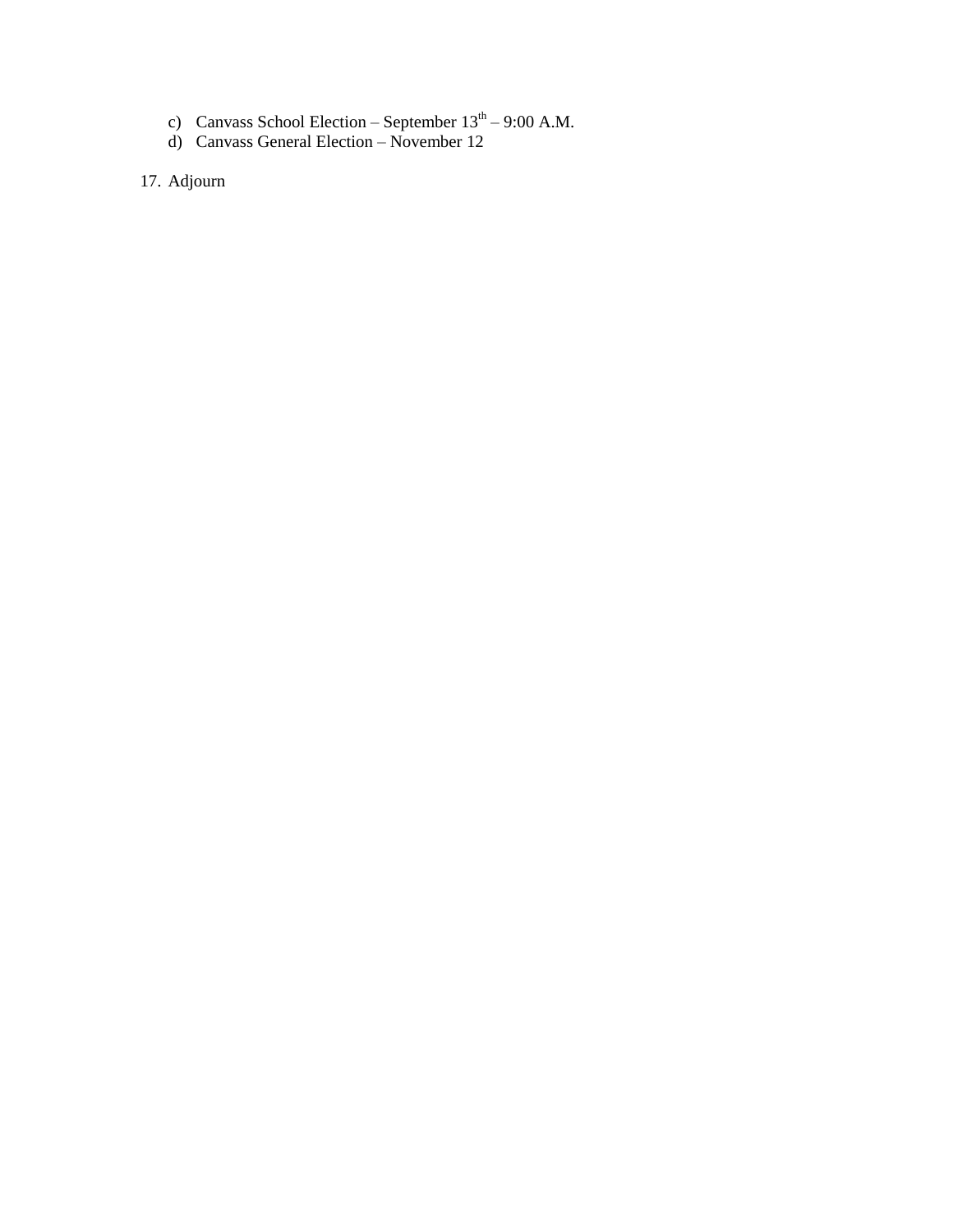c) Canvass School Election – September 13th – 9:00 A.M.
d) Canvass General Election – November 12

17. Adjourn